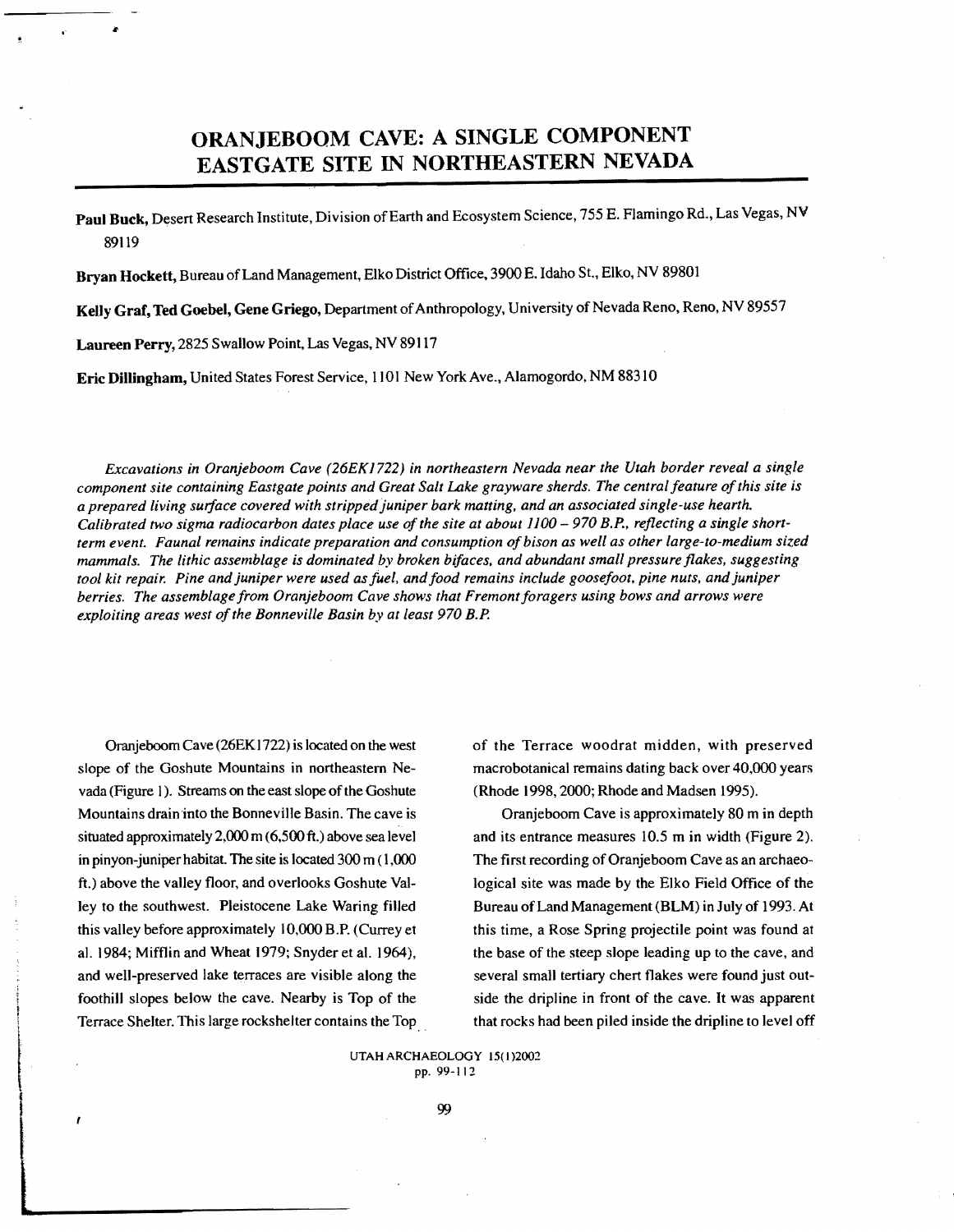# ORANJEBOOM CAVE: A SINGLE COMPONENT EASTGATE SITE IN NORTHEASTERN NEVADA

**Paul Buck,** Desert Research Institute, Division of Earth and Ecosystem Science, 755 E. Flamingo Rd., Las Vegas, NV 89119

**Bryan Hockett,** Bureau of Land Management, Elko District Office, 3900 E. Idaho St., Elko, NV 89801

**Kelly Graf, Ted Goebel, Gene Griego,** Department of Anthropology, University of Nevada Reno, Reno, NV 89557

**Laureen Perry,** 2825 Swallow Point, Las Vegas, NV 89117

**Eric Dillingham,** United States Forest Service, 1101 New York Ave., Alamogordo, NM 88310

*Excavations in Oranjeboom Cave (26EK1722) in northeastern Nevada near the Utah border reveal a single component site containing Eastgate points and Great Salt Lake grayware sherds. The central feature of this site is a prepared living surface covered with stripped juniper bark matting, and an associated single-use hearth. Calibrated two sigma radiocarbon dates place use of the site at about 1100 – 970 B.P., reflecting a single short-term event. Faunal remains indicate preparation and consumption of bison as well as other large-to-medium sized mammals. The lithic assemblage is dominated by broken bifaces, and abundant small pressure flakes, suggesting tool kit repair. Pine and juniper were used as fuel, and food remains include goosefoot, pine nuts, and juniper berries. The assemblage from Oranjeboom Cave shows that Fremont foragers using bows and arrows were exploiting areas west of the Bonneville Basin by at least 970 B.P.*

Oranjeboom Cave (26EK1722) is located on the west slope of the Goshute Mountains in northeastern Nevada (Figure 1). Streams on the east slope of the Goshute Mountains drain into the Bonneville Basin. The cave is situated approximately 2,000 m (6,500 ft.) above sea level in pinyon-juniper habitat. The site is located 300 m (1,000 ft.) above the valley floor, and overlooks Goshute Valley to the southwest. Pleistocene Lake Waring filled this valley before approximately 10,000 B.P. (Currey et al. 1984; Mifflin and Wheat 1979; Snyder et al. 1964), and well-preserved lake terraces are visible along the foothill slopes below the cave. Nearby is Top of the Terrace Shelter. This large rockshelter contains the Top of the Terrace woodrat midden, with preserved macrobotanical remains dating back over 40,000 years (Rhode 1998, 2000; Rhode and Madsen 1995).

Oranjeboom Cave is approximately 80 m in depth and its entrance measures 10.5 m in width (Figure 2). The first recording of Oranjeboom Cave as an archaeological site was made by the Elko Field Office of the Bureau of Land Management (BLM) in July of 1993. At this time, a Rose Spring projectile point was found at the base of the steep slope leading up to the cave, and several small tertiary chert flakes were found just outside the dripline in front of the cave. It was apparent that rocks had been piled inside the dripline to level off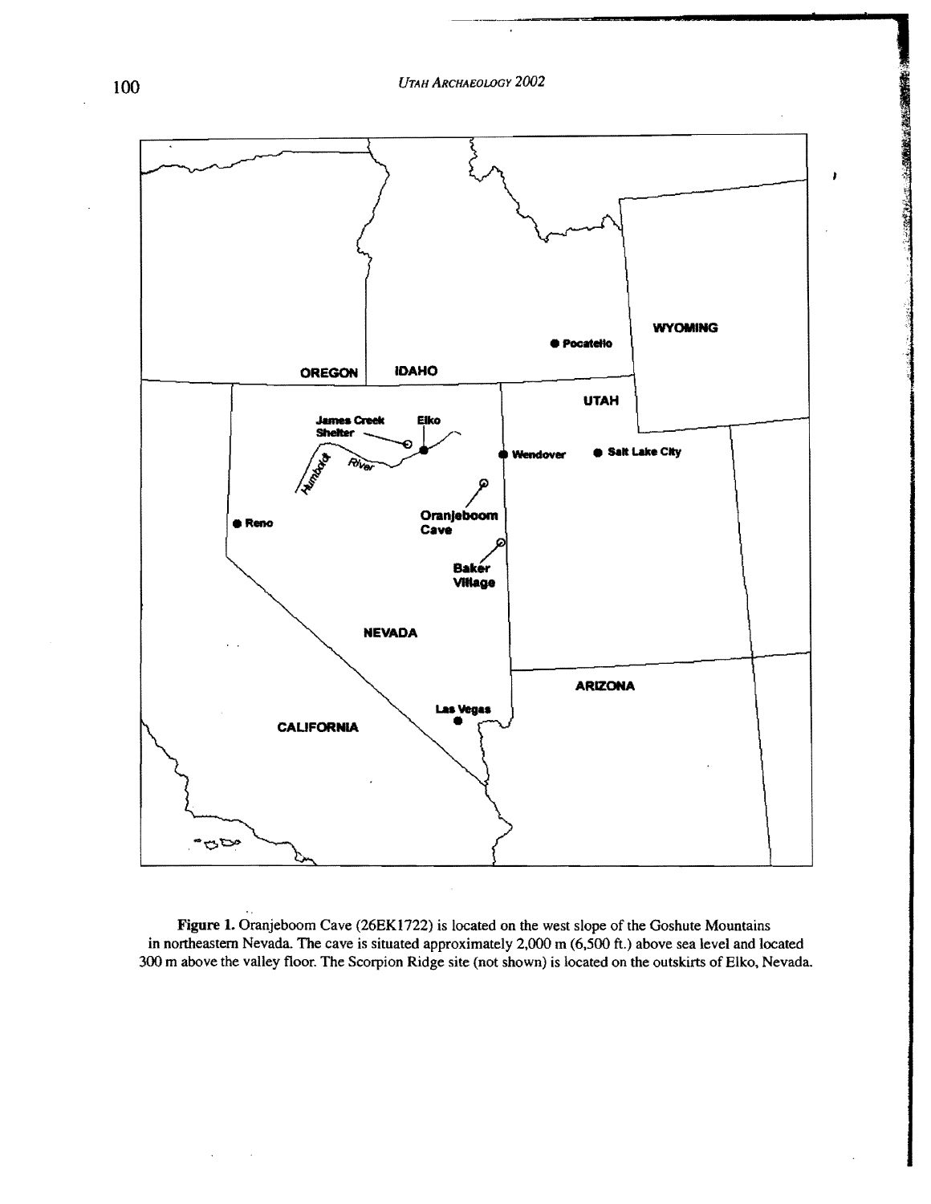**Figure 1.** Oranjeboom Cave (26EK1722) is located on the west slope of the Goshute Mountains in northeastern Nevada. The cave is situated approximately 2,000 m (6,500 ft.) above sea level and located 300 m above the valley floor. The Scorpion Ridge site (not shown) is located on the outskirts of Elko, Nevada.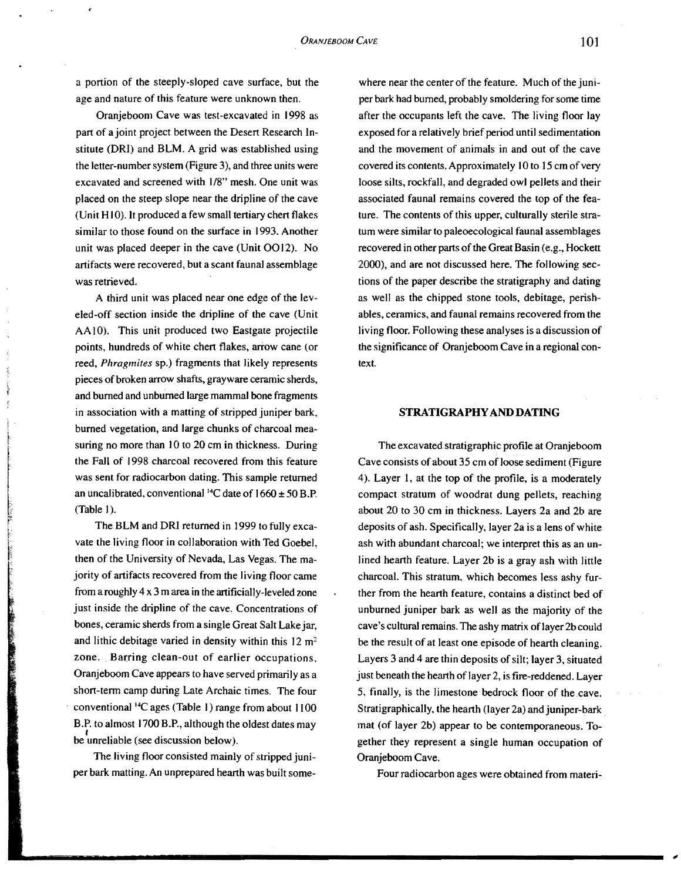a portion of the steeply-sloped cave surface, but the age and nature of this feature were unknown then.

Oranjeboom Cave was test-excavated in 1998 as part of a joint project between the Desert Research Institute (DRI) and BLM. A grid was established using the letter-number system (Figure 3), and three units were excavated and screened with 1/8" mesh. One unit was placed on the steep slope near the dripline of the cave (Unit H10). It produced a few small tertiary chert flakes similar to those found on the surface in 1993. Another unit was placed deeper in the cave (Unit OO12). No artifacts were recovered, but a scant faunal assemblage was retrieved.

A third unit was placed near one edge of the leveled-off section inside the dripline of the cave (Unit AA10). This unit produced two Eastgate projectile points, hundreds of white chert flakes, arrow cane (or reed, *Phragmites* sp.) fragments that likely represents pieces of broken arrow shafts, grayware ceramic sherds, and burned and unburned large mammal bone fragments in association with a matting of stripped juniper bark, burned vegetation, and large chunks of charcoal measuring no more than 10 to 20 cm in thickness. During the Fall of 1998 charcoal recovered from this feature was sent for radiocarbon dating. This sample returned an uncalibrated, conventional $^{14}C$ date of 1660 ± 50 B.P. (Table 1).

The BLM and DRI returned in 1999 to fully excavate the living floor in collaboration with Ted Goebel, then of the University of Nevada, Las Vegas. The majority of artifacts recovered from the living floor came from a roughly 4 x 3 m area in the artificially-leveled zone just inside the dripline of the cave. Concentrations of bones, ceramic sherds from a single Great Salt Lake jar, and lithic debitage varied in density within this 12 $m^2$ zone. Barring clean-out of earlier occupations, Oranjeboom Cave appears to have served primarily as a short-term camp during Late Archaic times. The four conventional $^{14}C$ ages (Table 1) range from about 1100 B.P. to almost 1700 B.P., although the oldest dates may be unreliable (see discussion below).

The living floor consisted mainly of stripped juniper bark matting. An unprepared hearth was built somewhere near the center of the feature. Much of the juniper bark had burned, probably smoldering for some time after the occupants left the cave. The living floor lay exposed for a relatively brief period until sedimentation and the movement of animals in and out of the cave covered its contents. Approximately 10 to 15 cm of very loose silts, rockfall, and degraded owl pellets and their associated faunal remains covered the top of the feature. The contents of this upper, culturally sterile stratum were similar to paleoecological faunal assemblages recovered in other parts of the Great Basin (e.g., Hockett 2000), and are not discussed here. The following sections of the paper describe the stratigraphy and dating as well as the chipped stone tools, debitage, perishables, ceramics, and faunal remains recovered from the living floor. Following these analyses is a discussion of the significance of Oranjeboom Cave in a regional context.

## STRATIGRAPHY AND DATING

The excavated stratigraphic profile at Oranjeboom Cave consists of about 35 cm of loose sediment (Figure 4). Layer 1, at the top of the profile, is a moderately compact stratum of woodrat dung pellets, reaching about 20 to 30 cm in thickness. Layers 2a and 2b are deposits of ash. Specifically, layer 2a is a lens of white ash with abundant charcoal; we interpret this as an unlined hearth feature. Layer 2b is a gray ash with little charcoal. This stratum, which becomes less ashy further from the hearth feature, contains a distinct bed of unburned juniper bark as well as the majority of the cave's cultural remains. The ashy matrix of layer 2b could be the result of at least one episode of hearth cleaning. Layers 3 and 4 are thin deposits of silt; layer 3, situated just beneath the hearth of layer 2, is fire-reddened. Layer 5, finally, is the limestone bedrock floor of the cave. Stratigraphically, the hearth (layer 2a) and juniper-bark mat (of layer 2b) appear to be contemporaneous. Together they represent a single human occupation of Oranjeboom Cave.

Four radiocarbon ages were obtained from materi-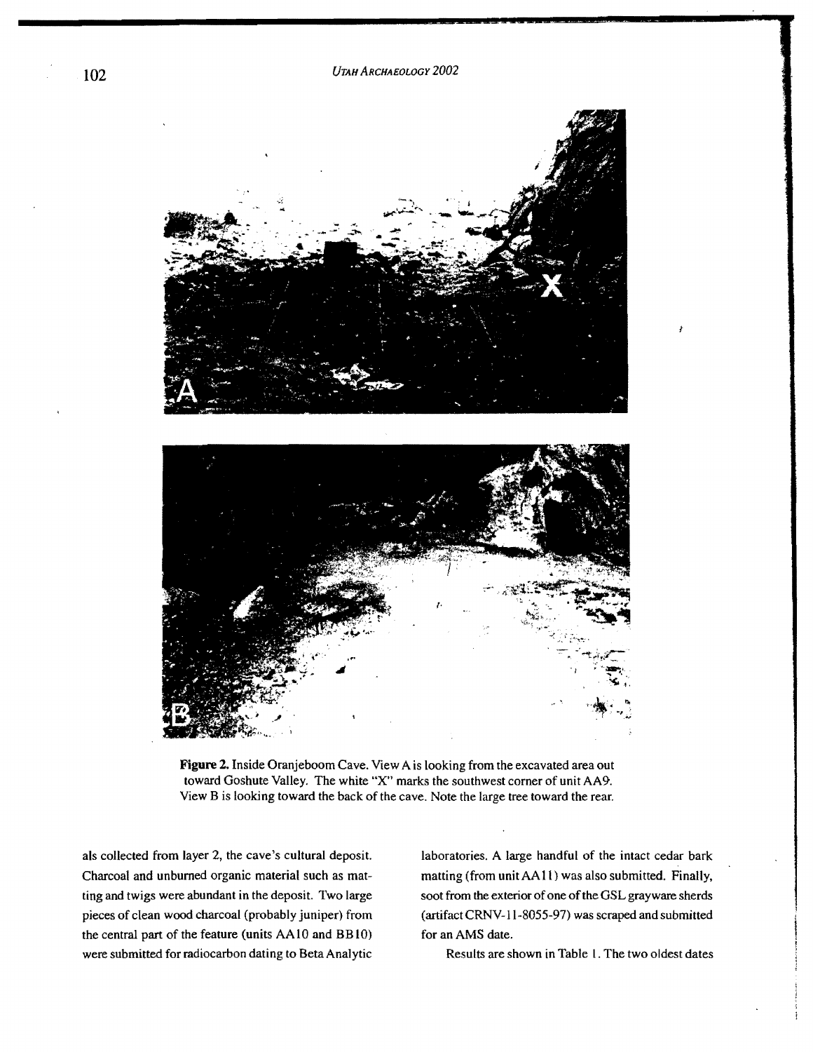**Figure 2.** Inside Oranjeboom Cave. View A is looking from the excavated area out toward Goshute Valley. The white "X" marks the southwest corner of unit AA9. View B is looking toward the back of the cave. Note the large tree toward the rear.

als collected from layer 2, the cave's cultural deposit. Charcoal and unburned organic material such as matting and twigs were abundant in the deposit. Two large pieces of clean wood charcoal (probably juniper) from the central part of the feature (units AA10 and BB10) were submitted for radiocarbon dating to Beta Analytic laboratories. A large handful of the intact cedar bark matting (from unit AA11) was also submitted. Finally, soot from the exterior of one of the GSL grayware sherds (artifact CRNV-11-8055-97) was scraped and submitted for an AMS date.

Results are shown in Table 1. The two oldest dates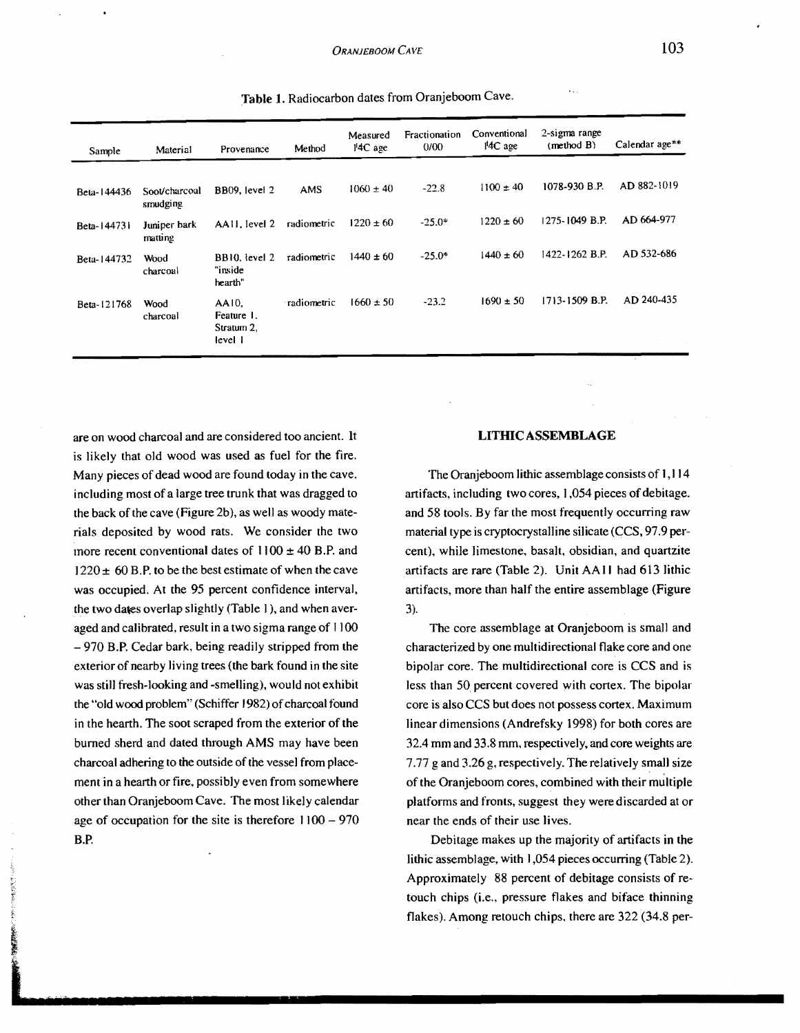**Table 1.** Radiocarbon dates from Oranjeboom Cave.

| Sample | Material | Provenance | Method | Measured $^{14}C$ age | Fractionation 0/00 | Conventional $^{14}C$ age | 2-sigma range (method B) | Calendar age** |
|---|---|---|---|---|---|---|---|---|
| Beta-144436 | Soot/charcoal smudging | BB09, level 2 | AMS | 1060 ± 40 | -22.8 | 1100 ± 40 | 1078-930 B.P. | AD 882-1019 |
| Beta-144731 | Juniper bark matting | AA11, level 2 | radiometric | 1220 ± 60 | -25.0* | 1220 ± 60 | 1275-1049 B.P. | AD 664-977 |
| Beta-144732 | Wood charcoal | BB10, level 2 "inside hearth" | radiometric | 1440 ± 60 | -25.0* | 1440 ± 60 | 1422-1262 B.P. | AD 532-686 |
| Beta-121768 | Wood charcoal | AA10, Feature 1, Stratum 2, level 1 | radiometric | 1660 ± 50 | -23.2 | 1690 ± 50 | 1713-1509 B.P. | AD 240-435 |

are on wood charcoal and are considered too ancient. It is likely that old wood was used as fuel for the fire. Many pieces of dead wood are found today in the cave, including most of a large tree trunk that was dragged to the back of the cave (Figure 2b), as well as woody materials deposited by wood rats. We consider the two more recent conventional dates of 1100 ± 40 B.P. and 1220 ± 60 B.P. to be the best estimate of when the cave was occupied. At the 95 percent confidence interval, the two dates overlap slightly (Table 1), and when averaged and calibrated, result in a two sigma range of 1100 – 970 B.P. Cedar bark, being readily stripped from the exterior of nearby living trees (the bark found in the site was still fresh-looking and -smelling), would not exhibit the "old wood problem" (Schiffer 1982) of charcoal found in the hearth. The soot scraped from the exterior of the burned sherd and dated through AMS may have been charcoal adhering to the outside of the vessel from placement in a hearth or fire, possibly even from somewhere other than Oranjeboom Cave. The most likely calendar age of occupation for the site is therefore 1100 – 970 B.P.

## LITHIC ASSEMBLAGE

The Oranjeboom lithic assemblage consists of 1,114 artifacts, including two cores, 1,054 pieces of debitage, and 58 tools. By far the most frequently occurring raw material type is cryptocrystalline silicate (CCS, 97.9 percent), while limestone, basalt, obsidian, and quartzite artifacts are rare (Table 2). Unit AA11 had 613 lithic artifacts, more than half the entire assemblage (Figure 3).

The core assemblage at Oranjeboom is small and characterized by one multidirectional flake core and one bipolar core. The multidirectional core is CCS and is less than 50 percent covered with cortex. The bipolar core is also CCS but does not possess cortex. Maximum linear dimensions (Andrefsky 1998) for both cores are 32.4 mm and 33.8 mm, respectively, and core weights are 7.77 g and 3.26 g, respectively. The relatively small size of the Oranjeboom cores, combined with their multiple platforms and fronts, suggest they were discarded at or near the ends of their use lives.

Debitage makes up the majority of artifacts in the lithic assemblage, with 1,054 pieces occurring (Table 2). Approximately 88 percent of debitage consists of retouch chips (i.e., pressure flakes and biface thinning flakes). Among retouch chips, there are 322 (34.8 per-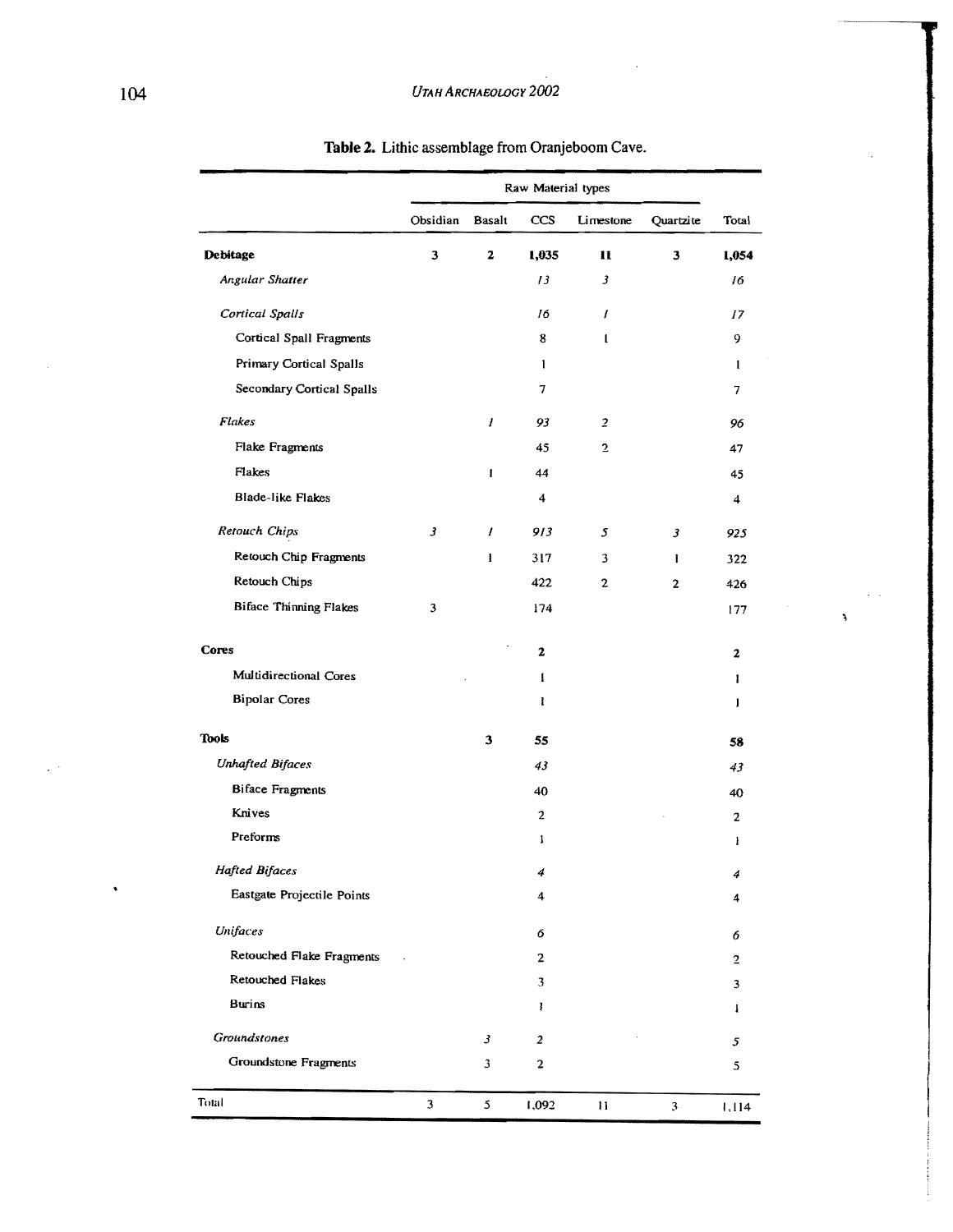**Table 2.** Lithic assemblage from Oranjeboom Cave.

| | Raw Material types | | | | | |
|---|---|---|---|---|---|---|
| | Obsidian | Basalt | CCS | Limestone | Quartzite | Total |
| **Debitage** | **3** | **2** | **1,035** | **11** | **3** | **1,054** |
| *Angular Shatter* | | | *13* | *3* | | *16* |
| *Cortical Spalls* | | | *16* | *1* | | *17* |
| Cortical Spall Fragments | | | 8 | 1 | | 9 |
| Primary Cortical Spalls | | | 1 | | | 1 |
| Secondary Cortical Spalls | | | 7 | | | 7 |
| *Flakes* | | *1* | *93* | *2* | | *96* |
| Flake Fragments | | | 45 | 2 | | 47 |
| Flakes | | 1 | 44 | | | 45 |
| Blade-like Flakes | | | 4 | | | 4 |
| *Retouch Chips* | *3* | *1* | *913* | *5* | *3* | *925* |
| Retouch Chip Fragments | | 1 | 317 | 3 | 1 | 322 |
| Retouch Chips | | | 422 | 2 | 2 | 426 |
| Biface Thinning Flakes | 3 | | 174 | | | 177 |
| **Cores** | | | **2** | | | **2** |
| Multidirectional Cores | | | 1 | | | 1 |
| Bipolar Cores | | | 1 | | | 1 |
| **Tools** | | **3** | **55** | | | **58** |
| *Unhafted Bifaces* | | | *43* | | | *43* |
| Biface Fragments | | | 40 | | | 40 |
| Knives | | | 2 | | | 2 |
| Preforms | | | 1 | | | 1 |
| *Hafted Bifaces* | | | *4* | | | *4* |
| Eastgate Projectile Points | | | 4 | | | 4 |
| *Unifaces* | | | *6* | | | *6* |
| Retouched Flake Fragments | | | 2 | | | 2 |
| Retouched Flakes | | | 3 | | | 3 |
| Burins | | | 1 | | | 1 |
| *Groundstones* | | *3* | *2* | | | *5* |
| Groundstone Fragments | | 3 | 2 | | | 5 |
| Total | 3 | 5 | 1,092 | 11 | 3 | 1,114 |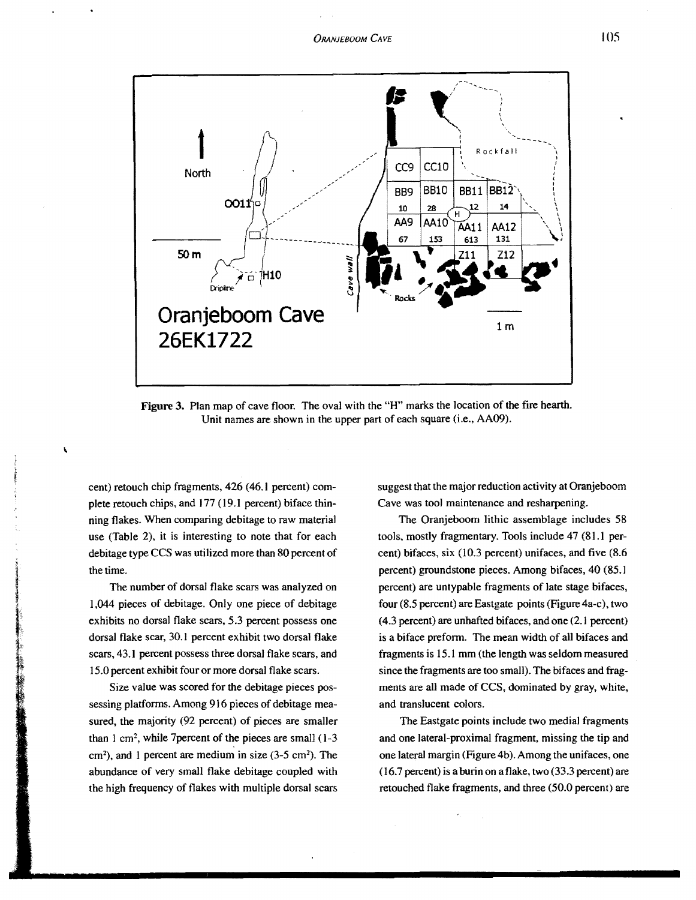Figure 3. Plan map of cave floor. The oval with the "H" marks the location of the fire hearth. Unit names are shown in the upper part of each square (i.e., AA09).

cent) retouch chip fragments, 426 (46.1 percent) complete retouch chips, and 177 (19.1 percent) biface thinning flakes. When comparing debitage to raw material use (Table 2), it is interesting to note that for each debitage type CCS was utilized more than 80 percent of the time.

The number of dorsal flake scars was analyzed on 1,044 pieces of debitage. Only one piece of debitage exhibits no dorsal flake scars, 5.3 percent possess one dorsal flake scar, 30.1 percent exhibit two dorsal flake scars, 43.1 percent possess three dorsal flake scars, and 15.0 percent exhibit four or more dorsal flake scars.

Size value was scored for the debitage pieces possessing platforms. Among 916 pieces of debitage measured, the majority (92 percent) of pieces are smaller than 1 $cm^2$, while 7percent of the pieces are small (1-3 $cm^2$), and 1 percent are medium in size (3-5 $cm^2$). The abundance of very small flake debitage coupled with the high frequency of flakes with multiple dorsal scars suggest that the major reduction activity at Oranjeboom Cave was tool maintenance and resharpening.

The Oranjeboom lithic assemblage includes 58 tools, mostly fragmentary. Tools include 47 (81.1 percent) bifaces, six (10.3 percent) unifaces, and five (8.6 percent) groundstone pieces. Among bifaces, 40 (85.1 percent) are untypable fragments of late stage bifaces, four (8.5 percent) are Eastgate points (Figure 4a-c), two (4.3 percent) are unhafted bifaces, and one (2.1 percent) is a biface preform. The mean width of all bifaces and fragments is 15.1 mm (the length was seldom measured since the fragments are too small). The bifaces and fragments are all made of CCS, dominated by gray, white, and translucent colors.

The Eastgate points include two medial fragments and one lateral-proximal fragment, missing the tip and one lateral margin (Figure 4b). Among the unifaces, one (16.7 percent) is a burin on a flake, two (33.3 percent) are retouched flake fragments, and three (50.0 percent) are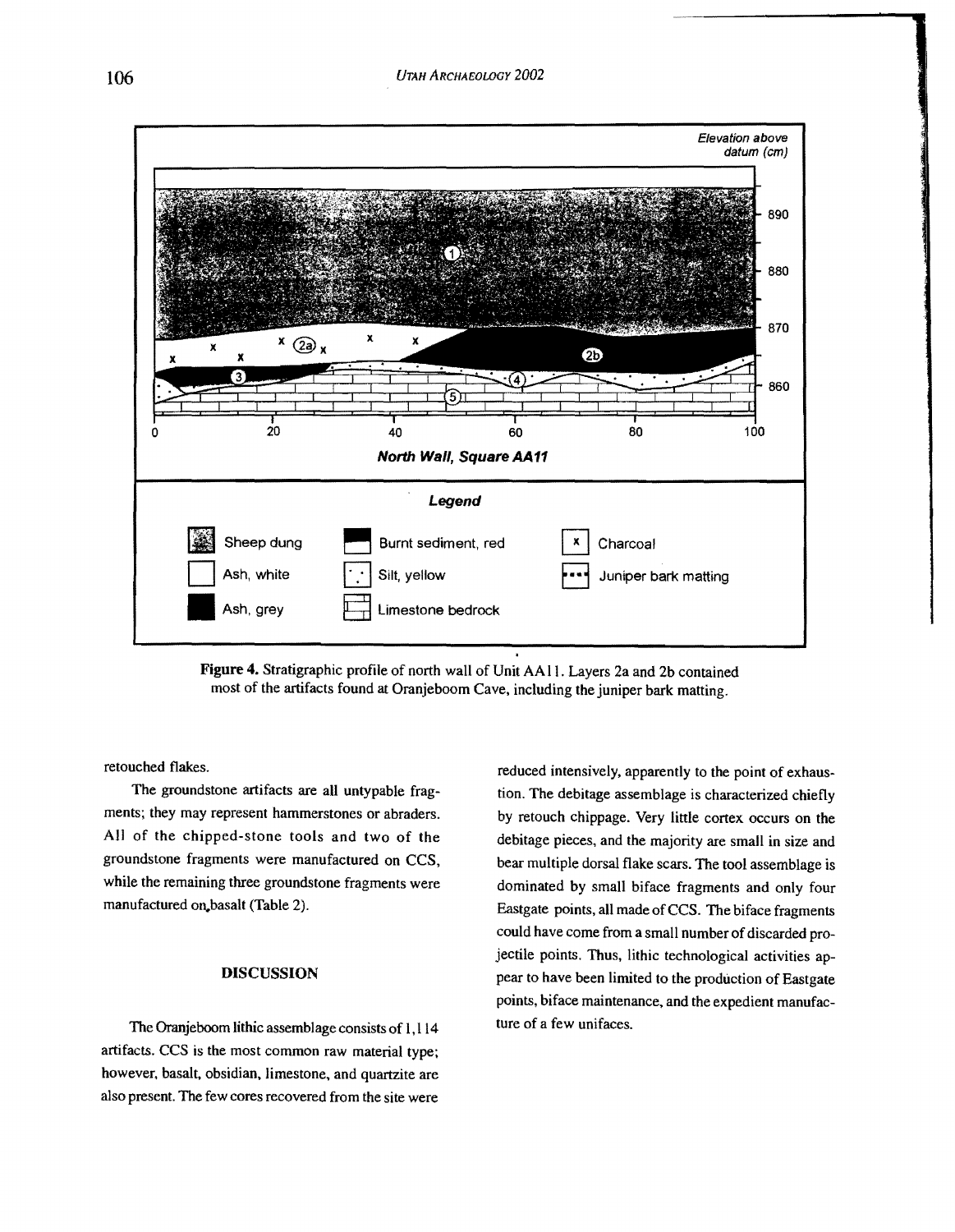Figure 4. Stratigraphic profile of north wall of Unit AA11. Layers 2a and 2b contained most of the artifacts found at Oranjeboom Cave, including the juniper bark matting.

retouched flakes.

The groundstone artifacts are all untypable fragments; they may represent hammerstones or abraders. All of the chipped-stone tools and two of the groundstone fragments were manufactured on CCS, while the remaining three groundstone fragments were manufactured on basalt (Table 2).

## DISCUSSION

The Oranjeboom lithic assemblage consists of 1,114 artifacts. CCS is the most common raw material type; however, basalt, obsidian, limestone, and quartzite are also present. The few cores recovered from the site were reduced intensively, apparently to the point of exhaustion. The debitage assemblage is characterized chiefly by retouch chippage. Very little cortex occurs on the debitage pieces, and the majority are small in size and bear multiple dorsal flake scars. The tool assemblage is dominated by small biface fragments and only four Eastgate points, all made of CCS. The biface fragments could have come from a small number of discarded projectile points. Thus, lithic technological activities appear to have been limited to the production of Eastgate points, biface maintenance, and the expedient manufacture of a few unifaces.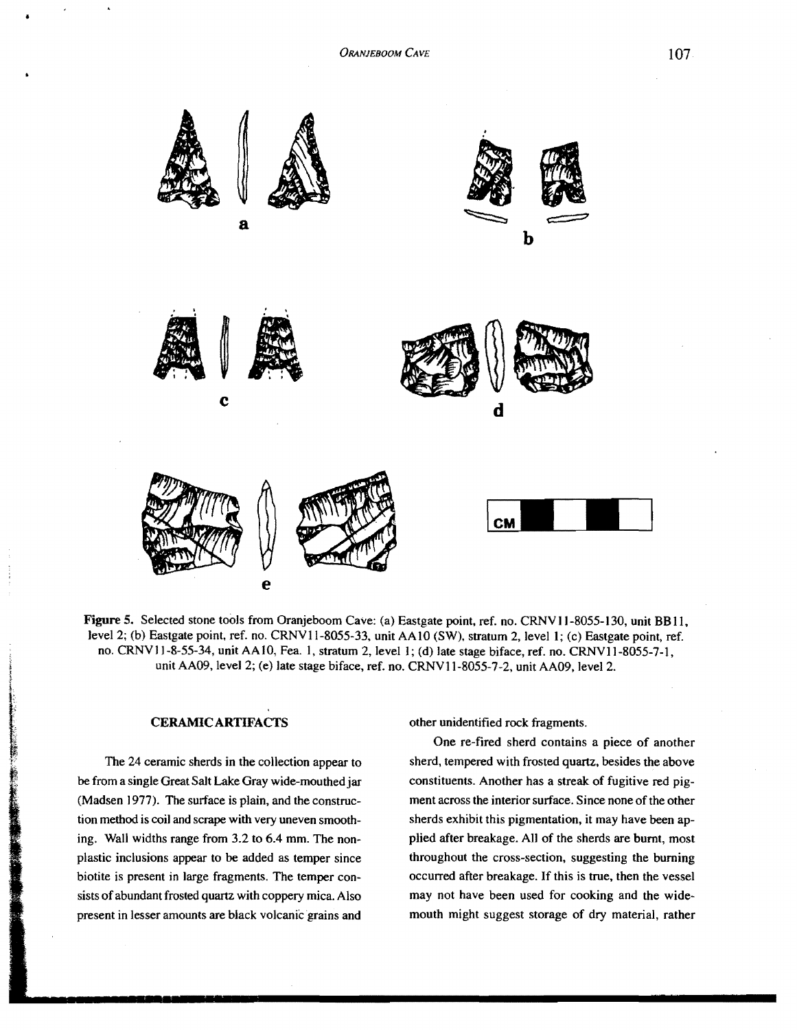Figure 5. Selected stone tools from Oranjeboom Cave: (a) Eastgate point, ref. no. CRNV11-8055-130, unit BB11, level 2; (b) Eastgate point, ref. no. CRNV11-8055-33, unit AA10 (SW), stratum 2, level 1; (c) Eastgate point, ref. no. CRNV11-8-55-34, unit AA10, Fea. 1, stratum 2, level 1; (d) late stage biface, ref. no. CRNV11-8055-7-1, unit AA09, level 2; (e) late stage biface, ref. no. CRNV11-8055-7-2, unit AA09, level 2.

## CERAMIC ARTIFACTS

The 24 ceramic sherds in the collection appear to be from a single Great Salt Lake Gray wide-mouthed jar (Madsen 1977). The surface is plain, and the construction method is coil and scrape with very uneven smoothing. Wall widths range from 3.2 to 6.4 mm. The nonplastic inclusions appear to be added as temper since biotite is present in large fragments. The temper consists of abundant frosted quartz with coppery mica. Also present in lesser amounts are black volcanic grains and other unidentified rock fragments.

One re-fired sherd contains a piece of another sherd, tempered with frosted quartz, besides the above constituents. Another has a streak of fugitive red pigment across the interior surface. Since none of the other sherds exhibit this pigmentation, it may have been applied after breakage. All of the sherds are burnt, most throughout the cross-section, suggesting the burning occurred after breakage. If this is true, then the vessel may not have been used for cooking and the wide-mouth might suggest storage of dry material, rather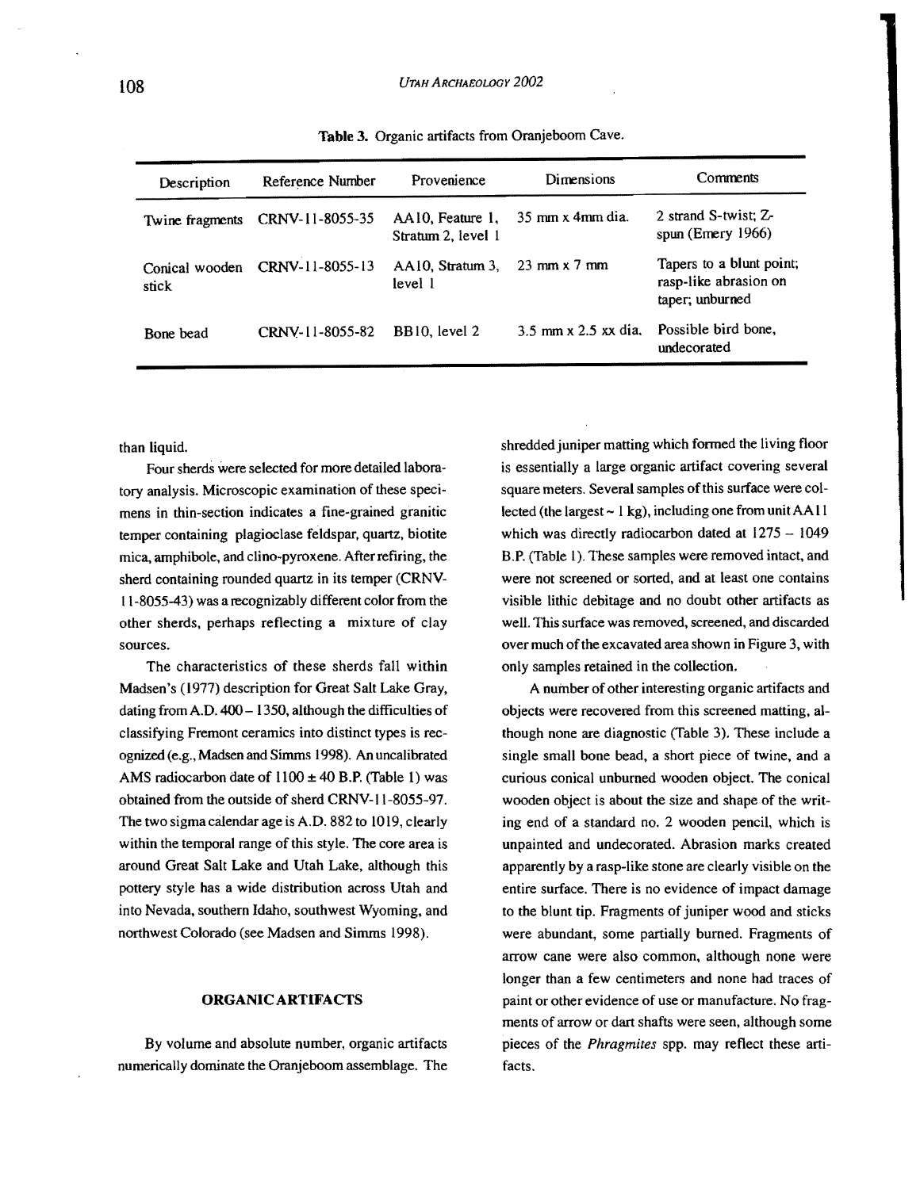Table 3. Organic artifacts from Oranjeboom Cave.

| Description | Reference Number | Provenience | Dimensions | Comments |
|---|---|---|---|---|
| Twine fragments | CRNV-11-8055-35 | AA10, Feature 1, Stratum 2, level 1 | 35 mm x 4mm dia. | 2 strand S-twist; Z-spun (Emery 1966) |
| Conical wooden stick | CRNV-11-8055-13 | AA10, Stratum 3, level 1 | 23 mm x 7 mm | Tapers to a blunt point; rasp-like abrasion on taper; unburned |
| Bone bead | CRNV-11-8055-82 | BB10, level 2 | 3.5 mm x 2.5 xx dia. | Possible bird bone, undecorated |

than liquid.

Four sherds were selected for more detailed laboratory analysis. Microscopic examination of these specimens in thin-section indicates a fine-grained granitic temper containing plagioclase feldspar, quartz, biotite mica, amphibole, and clino-pyroxene. After refiring, the sherd containing rounded quartz in its temper (CRNV-11-8055-43) was a recognizably different color from the other sherds, perhaps reflecting a mixture of clay sources.

The characteristics of these sherds fall within Madsen's (1977) description for Great Salt Lake Gray, dating from A.D. 400 – 1350, although the difficulties of classifying Fremont ceramics into distinct types is recognized (e.g., Madsen and Simms 1998). An uncalibrated AMS radiocarbon date of 1100 ± 40 B.P. (Table 1) was obtained from the outside of sherd CRNV-11-8055-97. The two sigma calendar age is A.D. 882 to 1019, clearly within the temporal range of this style. The core area is around Great Salt Lake and Utah Lake, although this pottery style has a wide distribution across Utah and into Nevada, southern Idaho, southwest Wyoming, and northwest Colorado (see Madsen and Simms 1998).

## ORGANIC ARTIFACTS

By volume and absolute number, organic artifacts numerically dominate the Oranjeboom assemblage. The shredded juniper matting which formed the living floor is essentially a large organic artifact covering several square meters. Several samples of this surface were collected (the largest ~ 1 kg), including one from unit AA11 which was directly radiocarbon dated at 1275 – 1049 B.P. (Table 1). These samples were removed intact, and were not screened or sorted, and at least one contains visible lithic debitage and no doubt other artifacts as well. This surface was removed, screened, and discarded over much of the excavated area shown in Figure 3, with only samples retained in the collection.

A number of other interesting organic artifacts and objects were recovered from this screened matting, although none are diagnostic (Table 3). These include a single small bone bead, a short piece of twine, and a curious conical unburned wooden object. The conical wooden object is about the size and shape of the writing end of a standard no. 2 wooden pencil, which is unpainted and undecorated. Abrasion marks created apparently by a rasp-like stone are clearly visible on the entire surface. There is no evidence of impact damage to the blunt tip. Fragments of juniper wood and sticks were abundant, some partially burned. Fragments of arrow cane were also common, although none were longer than a few centimeters and none had traces of paint or other evidence of use or manufacture. No fragments of arrow or dart shafts were seen, although some pieces of the *Phragmites* spp. may reflect these artifacts.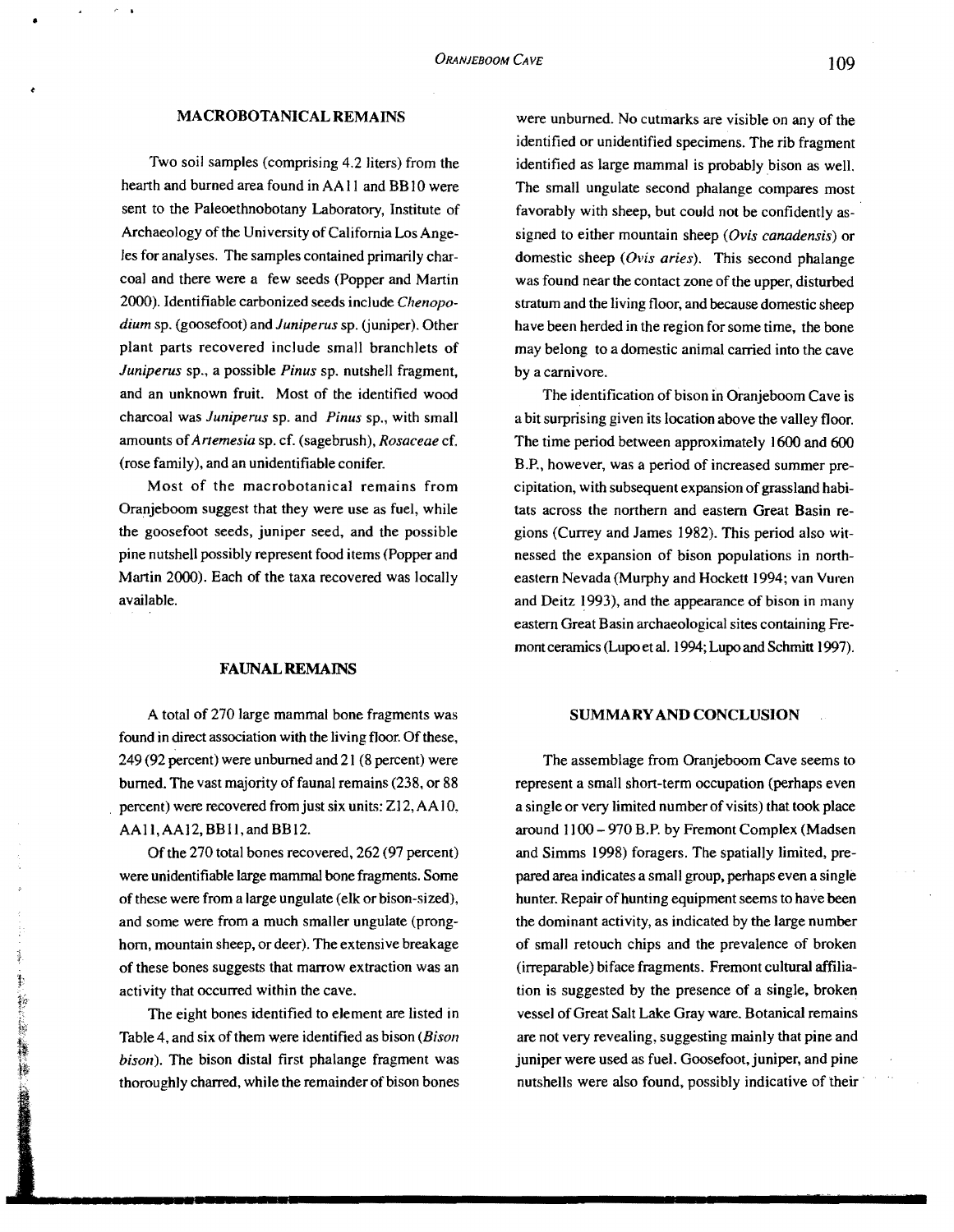## MACROBOTANICAL REMAINS

Two soil samples (comprising 4.2 liters) from the hearth and burned area found in AA11 and BB10 were sent to the Paleoethnobotany Laboratory, Institute of Archaeology of the University of California Los Angeles for analyses. The samples contained primarily charcoal and there were a few seeds (Popper and Martin 2000). Identifiable carbonized seeds include *Chenopodium* sp. (goosefoot) and *Juniperus* sp. (juniper). Other plant parts recovered include small branchlets of *Juniperus* sp., a possible *Pinus* sp. nutshell fragment, and an unknown fruit. Most of the identified wood charcoal was *Juniperus* sp. and *Pinus* sp., with small amounts of *Artemesia* sp. cf. (sagebrush), *Rosaceae* cf. (rose family), and an unidentifiable conifer.

Most of the macrobotanical remains from Oranjeboom suggest that they were use as fuel, while the goosefoot seeds, juniper seed, and the possible pine nutshell possibly represent food items (Popper and Martin 2000). Each of the taxa recovered was locally available.

## FAUNAL REMAINS

A total of 270 large mammal bone fragments was found in direct association with the living floor. Of these, 249 (92 percent) were unburned and 21 (8 percent) were burned. The vast majority of faunal remains (238, or 88 percent) were recovered from just six units: Z12, AA10, AA11, AA12, BB11, and BB12.

Of the 270 total bones recovered, 262 (97 percent) were unidentifiable large mammal bone fragments. Some of these were from a large ungulate (elk or bison-sized), and some were from a much smaller ungulate (pronghorn, mountain sheep, or deer). The extensive breakage of these bones suggests that marrow extraction was an activity that occurred within the cave.

The eight bones identified to element are listed in Table 4, and six of them were identified as bison (*Bison bison*). The bison distal first phalange fragment was thoroughly charred, while the remainder of bison bones were unburned. No cutmarks are visible on any of the identified or unidentified specimens. The rib fragment identified as large mammal is probably bison as well. The small ungulate second phalange compares most favorably with sheep, but could not be confidently assigned to either mountain sheep (*Ovis canadensis*) or domestic sheep (*Ovis aries*). This second phalange was found near the contact zone of the upper, disturbed stratum and the living floor, and because domestic sheep have been herded in the region for some time, the bone may belong to a domestic animal carried into the cave by a carnivore.

The identification of bison in Oranjeboom Cave is a bit surprising given its location above the valley floor. The time period between approximately 1600 and 600 B.P., however, was a period of increased summer precipitation, with subsequent expansion of grassland habitats across the northern and eastern Great Basin regions (Currey and James 1982). This period also witnessed the expansion of bison populations in northeastern Nevada (Murphy and Hockett 1994; van Vuren and Deitz 1993), and the appearance of bison in many eastern Great Basin archaeological sites containing Fremont ceramics (Lupo et al. 1994; Lupo and Schmitt 1997).

## SUMMARY AND CONCLUSION

The assemblage from Oranjeboom Cave seems to represent a small short-term occupation (perhaps even a single or very limited number of visits) that took place around 1100 – 970 B.P. by Fremont Complex (Madsen and Simms 1998) foragers. The spatially limited, prepared area indicates a small group, perhaps even a single hunter. Repair of hunting equipment seems to have been the dominant activity, as indicated by the large number of small retouch chips and the prevalence of broken (irreparable) biface fragments. Fremont cultural affiliation is suggested by the presence of a single, broken vessel of Great Salt Lake Gray ware. Botanical remains are not very revealing, suggesting mainly that pine and juniper were used as fuel. Goosefoot, juniper, and pine nutshells were also found, possibly indicative of their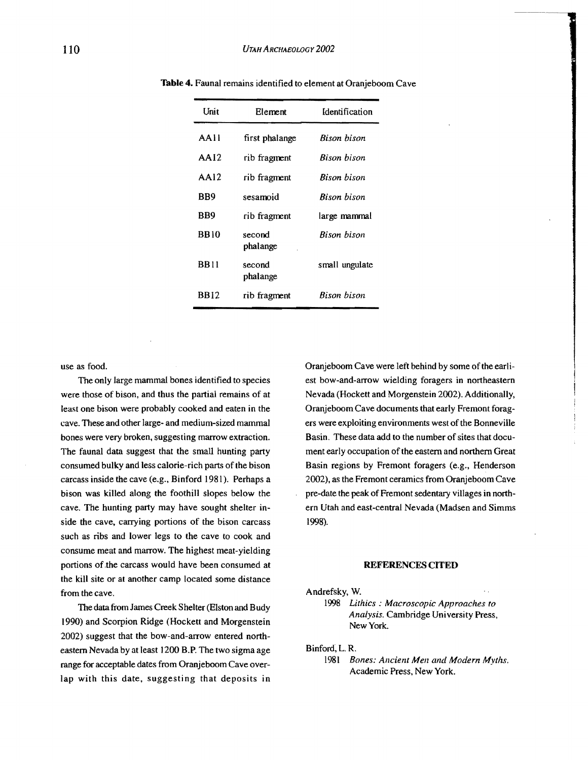**Table 4.** Faunal remains identified to element at Oranjeboom Cave

| Unit | Element | Identification |
|---|---|---|
| AA11 | first phalange | *Bison bison* |
| AA12 | rib fragment | *Bison bison* |
| AA12 | rib fragment | *Bison bison* |
| BB9 | sesamoid | *Bison bison* |
| BB9 | rib fragment | large mammal |
| BB10 | second phalange | *Bison bison* |
| BB11 | second phalange | small ungulate |
| BB12 | rib fragment | *Bison bison* |

use as food.

The only large mammal bones identified to species were those of bison, and thus the partial remains of at least one bison were probably cooked and eaten in the cave. These and other large- and medium-sized mammal bones were very broken, suggesting marrow extraction. The faunal data suggest that the small hunting party consumed bulky and less calorie-rich parts of the bison carcass inside the cave (e.g., Binford 1981). Perhaps a bison was killed along the foothill slopes below the cave. The hunting party may have sought shelter inside the cave, carrying portions of the bison carcass such as ribs and lower legs to the cave to cook and consume meat and marrow. The highest meat-yielding portions of the carcass would have been consumed at the kill site or at another camp located some distance from the cave.

The data from James Creek Shelter (Elston and Budy 1990) and Scorpion Ridge (Hockett and Morgenstein 2002) suggest that the bow-and-arrow entered northeastern Nevada by at least 1200 B.P. The two sigma age range for acceptable dates from Oranjeboom Cave overlap with this date, suggesting that deposits in Oranjeboom Cave were left behind by some of the earliest bow-and-arrow wielding foragers in northeastern Nevada (Hockett and Morgenstein 2002). Additionally, Oranjeboom Cave documents that early Fremont foragers were exploiting environments west of the Bonneville Basin. These data add to the number of sites that document early occupation of the eastern and northern Great Basin regions by Fremont foragers (e.g., Henderson 2002), as the Fremont ceramics from Oranjeboom Cave pre-date the peak of Fremont sedentary villages in northern Utah and east-central Nevada (Madsen and Simms 1998).

## REFERENCES CITED

Andrefsky, W.
1998 *Lithics : Macroscopic Approaches to Analysis.* Cambridge University Press, New York.

Binford, L. R.
1981 *Bones: Ancient Men and Modern Myths.* Academic Press, New York.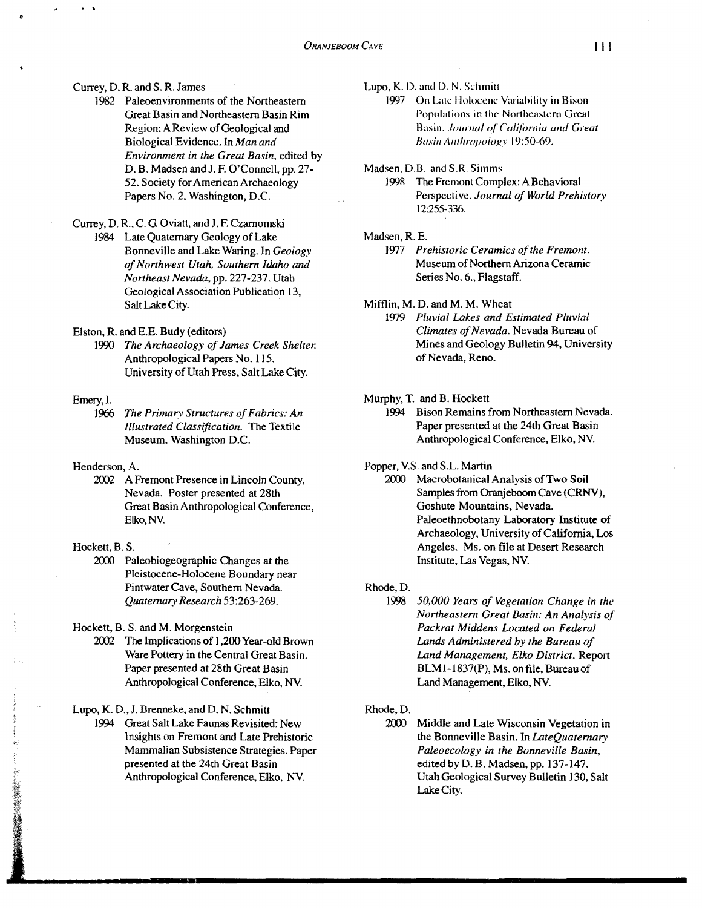Currey, D. R. and S. R. James

1982 Paleoenvironments of the Northeastern Great Basin and Northeastern Basin Rim Region: A Review of Geological and Biological Evidence. In *Man and Environment in the Great Basin*, edited by D. B. Madsen and J. F. O'Connell, pp. 27-52. Society for American Archaeology Papers No. 2, Washington, D.C.

Currey, D. R., C. G. Oviatt, and J. F. Czarnomski

1984 Late Quaternary Geology of Lake Bonneville and Lake Waring. In *Geology of Northwest Utah, Southern Idaho and Northeast Nevada*, pp. 227-237. Utah Geological Association Publication 13, Salt Lake City.

Elston, R. and E.E. Budy (editors)

1990 *The Archaeology of James Creek Shelter.* Anthropological Papers No. 115. University of Utah Press, Salt Lake City.

Emery, I.

1966 *The Primary Structures of Fabrics: An Illustrated Classification.* The Textile Museum, Washington D.C.

Henderson, A.

2002 A Fremont Presence in Lincoln County, Nevada. Poster presented at 28th Great Basin Anthropological Conference, Elko, NV.

Hockett, B. S.

2000 Paleobiogeographic Changes at the Pleistocene-Holocene Boundary near Pintwater Cave, Southern Nevada. *Quaternary Research* 53:263-269.

Hockett, B. S. and M. Morgenstein

2002 The Implications of 1,200 Year-old Brown Ware Pottery in the Central Great Basin. Paper presented at 28th Great Basin Anthropological Conference, Elko, NV.

Lupo, K. D., J. Brenneke, and D. N. Schmitt

1994 Great Salt Lake Faunas Revisited: New Insights on Fremont and Late Prehistoric Mammalian Subsistence Strategies. Paper presented at the 24th Great Basin Anthropological Conference, Elko, NV.

Lupo, K. D. and D. N. Schmitt

1997 On Late Holocene Variability in Bison Populations in the Northeastern Great Basin. *Journal of California and Great Basin Anthropology* 19:50-69.

Madsen, D.B. and S.R. Simms

1998 The Fremont Complex: A Behavioral Perspective. *Journal of World Prehistory* 12:255-336.

Madsen, R. E.

1977 *Prehistoric Ceramics of the Fremont.* Museum of Northern Arizona Ceramic Series No. 6., Flagstaff.

Mifflin, M. D. and M. M. Wheat

1979 *Pluvial Lakes and Estimated Pluvial Climates of Nevada.* Nevada Bureau of Mines and Geology Bulletin 94, University of Nevada, Reno.

Murphy, T. and B. Hockett

1994 Bison Remains from Northeastern Nevada. Paper presented at the 24th Great Basin Anthropological Conference, Elko, NV.

Popper, V.S. and S.L. Martin

2000 Macrobotanical Analysis of Two Soil Samples from Oranjeboom Cave (CRNV), Goshute Mountains, Nevada. Paleoethnobotany Laboratory Institute of Archaeology, University of California, Los Angeles. Ms. on file at Desert Research Institute, Las Vegas, NV.

Rhode, D.

1998 *50,000 Years of Vegetation Change in the Northeastern Great Basin: An Analysis of Packrat Middens Located on Federal Lands Administered by the Bureau of Land Management, Elko District.* Report BLM1-1837(P), Ms. on file, Bureau of Land Management, Elko, NV.

Rhode, D.

2000 Middle and Late Wisconsin Vegetation in the Bonneville Basin. In *LateQuaternary Paleoecology in the Bonneville Basin*, edited by D. B. Madsen, pp. 137-147. Utah Geological Survey Bulletin 130, Salt Lake City.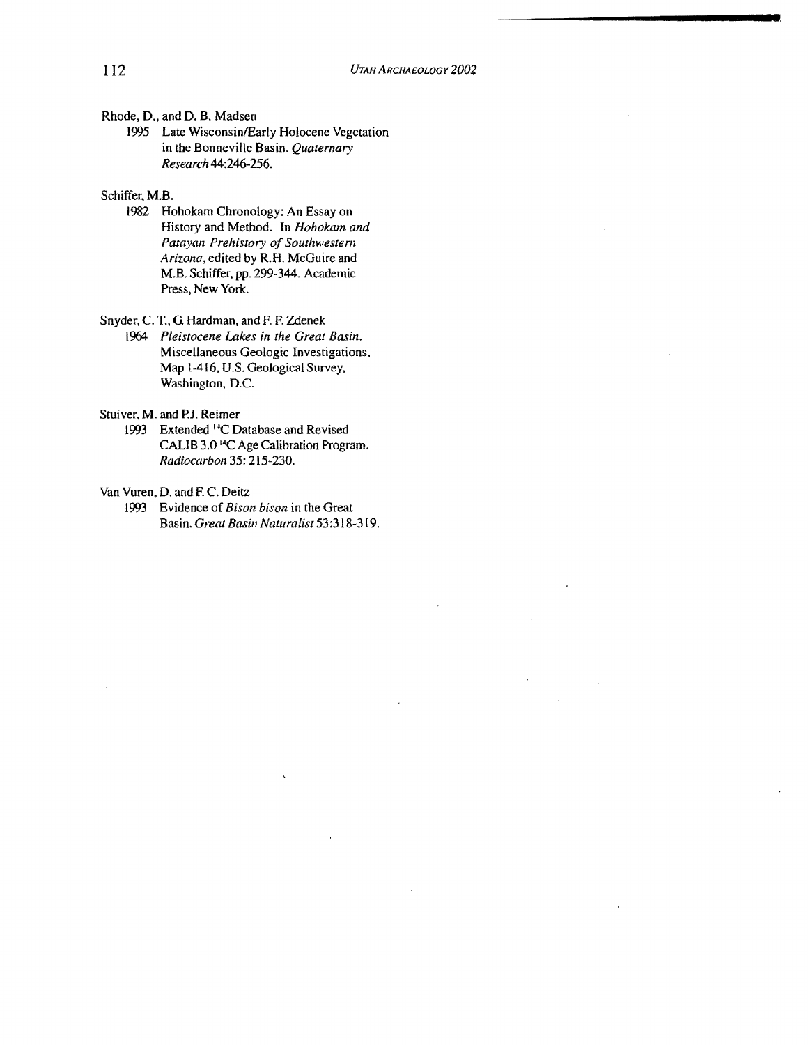Rhode, D., and D. B. Madsen

1995 Late Wisconsin/Early Holocene Vegetation in the Bonneville Basin. *Quaternary Research* 44:246-256.

Schiffer, M.B.

1982 Hohokam Chronology: An Essay on History and Method. In *Hohokam and Patayan Prehistory of Southwestern Arizona*, edited by R.H. McGuire and M.B. Schiffer, pp. 299-344. Academic Press, New York.

Snyder, C. T., G. Hardman, and F. F. Zdenek

1964 *Pleistocene Lakes in the Great Basin.* Miscellaneous Geologic Investigations, Map I-416, U.S. Geological Survey, Washington, D.C.

Stuiver, M. and P.J. Reimer

1993 Extended $^{14}C$ Database and Revised CALIB 3.0 $^{14}C$ Age Calibration Program. *Radiocarbon* 35: 215-230.

Van Vuren, D. and F. C. Deitz

1993 Evidence of *Bison bison* in the Great Basin. *Great Basin Naturalist* 53:318-319.